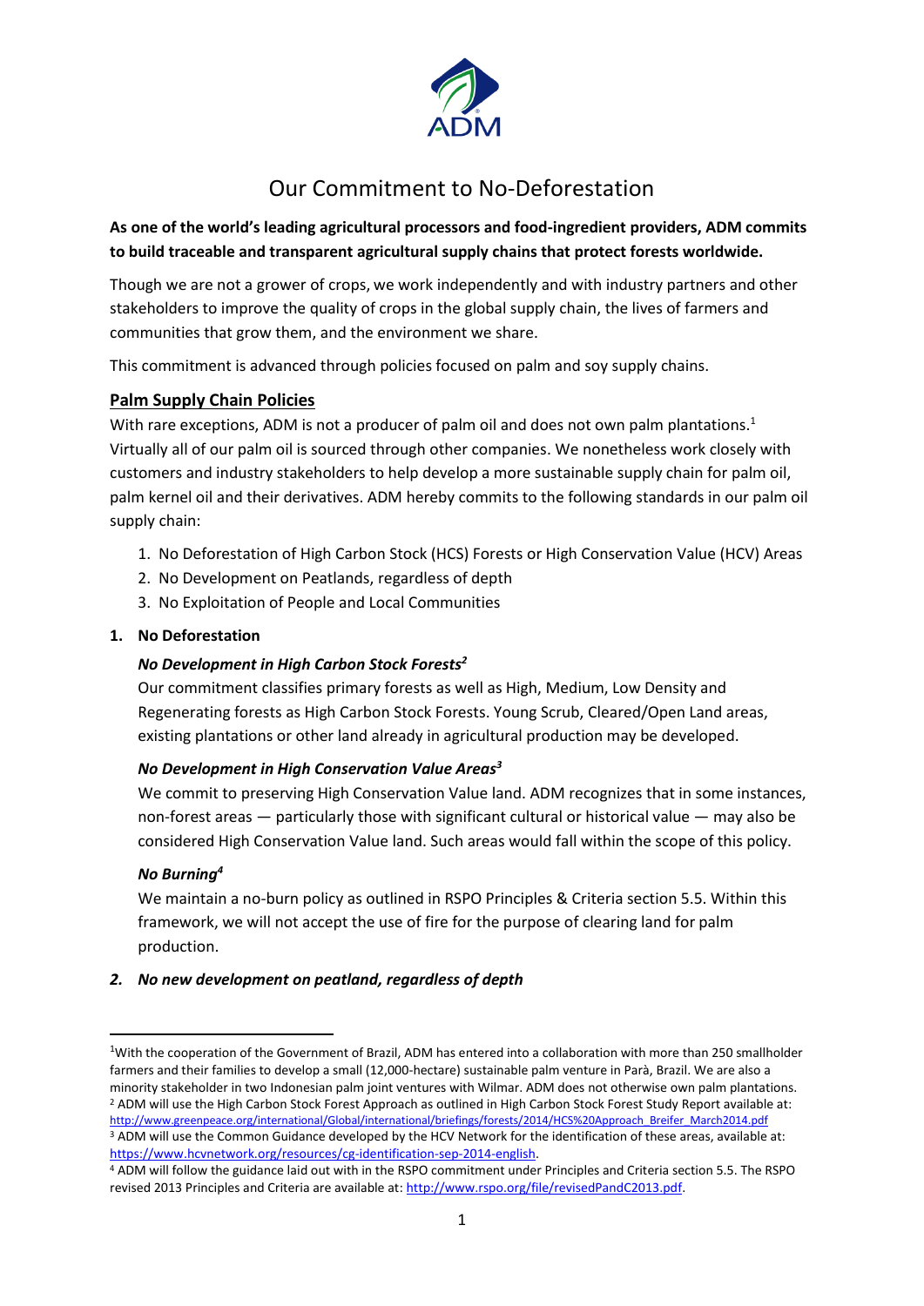# Our Commitment to No-Deforestation

**As one of the world's leading agricultural processors and food-ingredient providers, ADM commits to build traceable and transparent agricultural supply chains that protect forests worldwide.**

Though we are not a grower of crops, we work independently and with industry partners and other stakeholders to improve the quality of crops in the global supply chain, the lives of farmers and communities that grow them, and the environment we share.

This commitment is advanced through policies focused on palm and soy supply chains.

## Palm Supply Chain Policies

With rare exceptions, ADM is not a producer of palm oil and does not own palm plantations.[1] Virtually all of our palm oil is sourced through other companies. We nonetheless work closely with customers and industry stakeholders to help develop a more sustainable supply chain for palm oil, palm kernel oil and their derivatives. ADM hereby commits to the following standards in our palm oil supply chain:

1. No Deforestation of High Carbon Stock (HCS) Forests or High Conservation Value (HCV) Areas
2. No Development on Peatlands, regardless of depth
3. No Exploitation of People and Local Communities

### 1. No Deforestation

***No Development in High Carbon Stock Forests[2]***

Our commitment classifies primary forests as well as High, Medium, Low Density and Regenerating forests as High Carbon Stock Forests. Young Scrub, Cleared/Open Land areas, existing plantations or other land already in agricultural production may be developed.

***No Development in High Conservation Value Areas[3]***

We commit to preserving High Conservation Value land. ADM recognizes that in some instances, non-forest areas — particularly those with significant cultural or historical value — may also be considered High Conservation Value land. Such areas would fall within the scope of this policy.

***No Burning[4]***

We maintain a no-burn policy as outlined in RSPO Principles & Criteria section 5.5. Within this framework, we will not accept the use of fire for the purpose of clearing land for palm production.

### *2. No new development on peatland, regardless of depth*

---

[1] With the cooperation of the Government of Brazil, ADM has entered into a collaboration with more than 250 smallholder farmers and their families to develop a small (12,000-hectare) sustainable palm venture in Parà, Brazil. We are also a minority stakeholder in two Indonesian palm joint ventures with Wilmar. ADM does not otherwise own palm plantations.

[2] ADM will use the High Carbon Stock Forest Approach as outlined in High Carbon Stock Forest Study Report available at: http://www.greenpeace.org/international/Global/international/briefings/forests/2014/HCS%20Approach_Breifer_March2014.pdf

[3] ADM will use the Common Guidance developed by the HCV Network for the identification of these areas, available at: https://www.hcvnetwork.org/resources/cg-identification-sep-2014-english.

[4] ADM will follow the guidance laid out with in the RSPO commitment under Principles and Criteria section 5.5. The RSPO revised 2013 Principles and Criteria are available at: http://www.rspo.org/file/revisedPandC2013.pdf.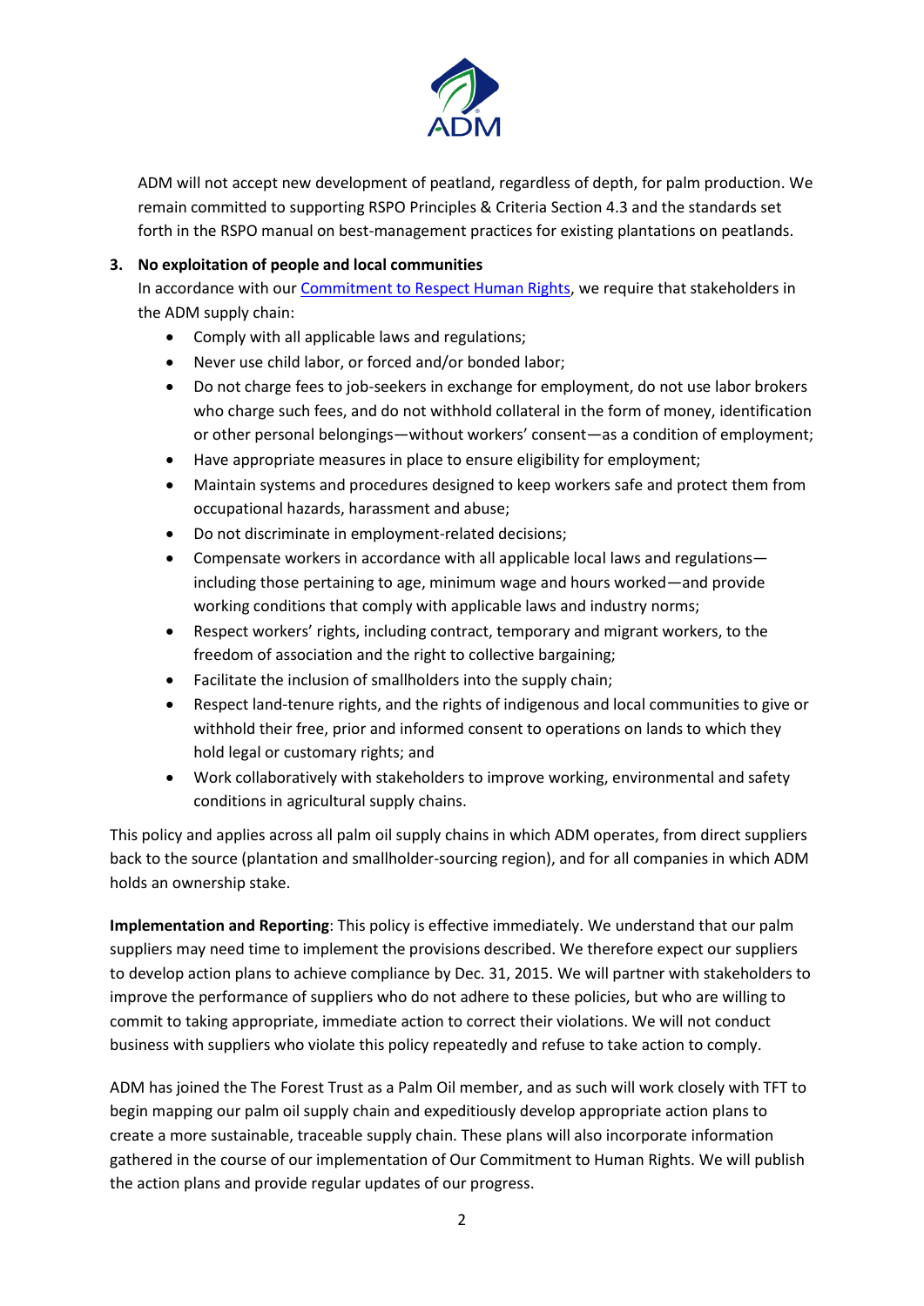ADM will not accept new development of peatland, regardless of depth, for palm production. We remain committed to supporting RSPO Principles & Criteria Section 4.3 and the standards set forth in the RSPO manual on best-management practices for existing plantations on peatlands.

3. **No exploitation of people and local communities**
   In accordance with our [Commitment to Respect Human Rights](), we require that stakeholders in the ADM supply chain:
   - Comply with all applicable laws and regulations;
   - Never use child labor, or forced and/or bonded labor;
   - Do not charge fees to job-seekers in exchange for employment, do not use labor brokers who charge such fees, and do not withhold collateral in the form of money, identification or other personal belongings—without workers' consent—as a condition of employment;
   - Have appropriate measures in place to ensure eligibility for employment;
   - Maintain systems and procedures designed to keep workers safe and protect them from occupational hazards, harassment and abuse;
   - Do not discriminate in employment-related decisions;
   - Compensate workers in accordance with all applicable local laws and regulations—including those pertaining to age, minimum wage and hours worked—and provide working conditions that comply with applicable laws and industry norms;
   - Respect workers' rights, including contract, temporary and migrant workers, to the freedom of association and the right to collective bargaining;
   - Facilitate the inclusion of smallholders into the supply chain;
   - Respect land-tenure rights, and the rights of indigenous and local communities to give or withhold their free, prior and informed consent to operations on lands to which they hold legal or customary rights; and
   - Work collaboratively with stakeholders to improve working, environmental and safety conditions in agricultural supply chains.

This policy and applies across all palm oil supply chains in which ADM operates, from direct suppliers back to the source (plantation and smallholder-sourcing region), and for all companies in which ADM holds an ownership stake.

**Implementation and Reporting**: This policy is effective immediately. We understand that our palm suppliers may need time to implement the provisions described. We therefore expect our suppliers to develop action plans to achieve compliance by Dec. 31, 2015. We will partner with stakeholders to improve the performance of suppliers who do not adhere to these policies, but who are willing to commit to taking appropriate, immediate action to correct their violations. We will not conduct business with suppliers who violate this policy repeatedly and refuse to take action to comply.

ADM has joined the The Forest Trust as a Palm Oil member, and as such will work closely with TFT to begin mapping our palm oil supply chain and expeditiously develop appropriate action plans to create a more sustainable, traceable supply chain. These plans will also incorporate information gathered in the course of our implementation of Our Commitment to Human Rights. We will publish the action plans and provide regular updates of our progress.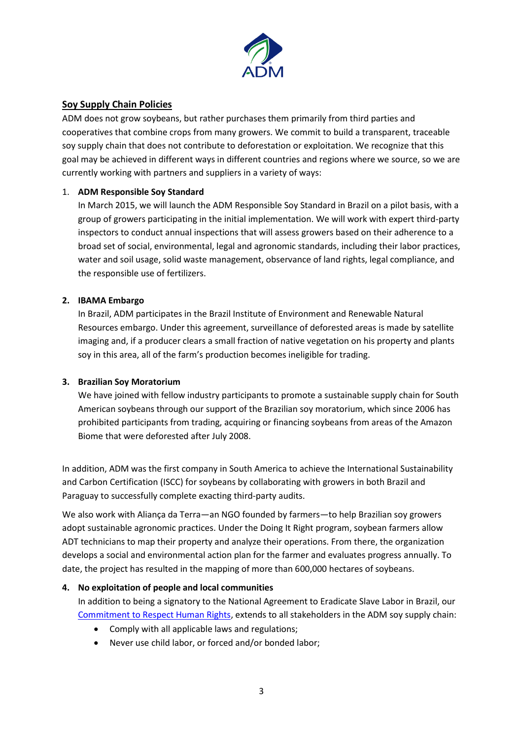## Soy Supply Chain Policies

ADM does not grow soybeans, but rather purchases them primarily from third parties and cooperatives that combine crops from many growers. We commit to build a transparent, traceable soy supply chain that does not contribute to deforestation or exploitation. We recognize that this goal may be achieved in different ways in different countries and regions where we source, so we are currently working with partners and suppliers in a variety of ways:

1. **ADM Responsible Soy Standard**
   In March 2015, we will launch the ADM Responsible Soy Standard in Brazil on a pilot basis, with a group of growers participating in the initial implementation. We will work with expert third-party inspectors to conduct annual inspections that will assess growers based on their adherence to a broad set of social, environmental, legal and agronomic standards, including their labor practices, water and soil usage, solid waste management, observance of land rights, legal compliance, and the responsible use of fertilizers.

2. **IBAMA Embargo**
   In Brazil, ADM participates in the Brazil Institute of Environment and Renewable Natural Resources embargo. Under this agreement, surveillance of deforested areas is made by satellite imaging and, if a producer clears a small fraction of native vegetation on his property and plants soy in this area, all of the farm's production becomes ineligible for trading.

3. **Brazilian Soy Moratorium**
   We have joined with fellow industry participants to promote a sustainable supply chain for South American soybeans through our support of the Brazilian soy moratorium, which since 2006 has prohibited participants from trading, acquiring or financing soybeans from areas of the Amazon Biome that were deforested after July 2008.

In addition, ADM was the first company in South America to achieve the International Sustainability and Carbon Certification (ISCC) for soybeans by collaborating with growers in both Brazil and Paraguay to successfully complete exacting third-party audits.

We also work with Aliança da Terra—an NGO founded by farmers—to help Brazilian soy growers adopt sustainable agronomic practices. Under the Doing It Right program, soybean farmers allow ADT technicians to map their property and analyze their operations. From there, the organization develops a social and environmental action plan for the farmer and evaluates progress annually. To date, the project has resulted in the mapping of more than 600,000 hectares of soybeans.

4. **No exploitation of people and local communities**
   In addition to being a signatory to the National Agreement to Eradicate Slave Labor in Brazil, our Commitment to Respect Human Rights, extends to all stakeholders in the ADM soy supply chain:
   - Comply with all applicable laws and regulations;
   - Never use child labor, or forced and/or bonded labor;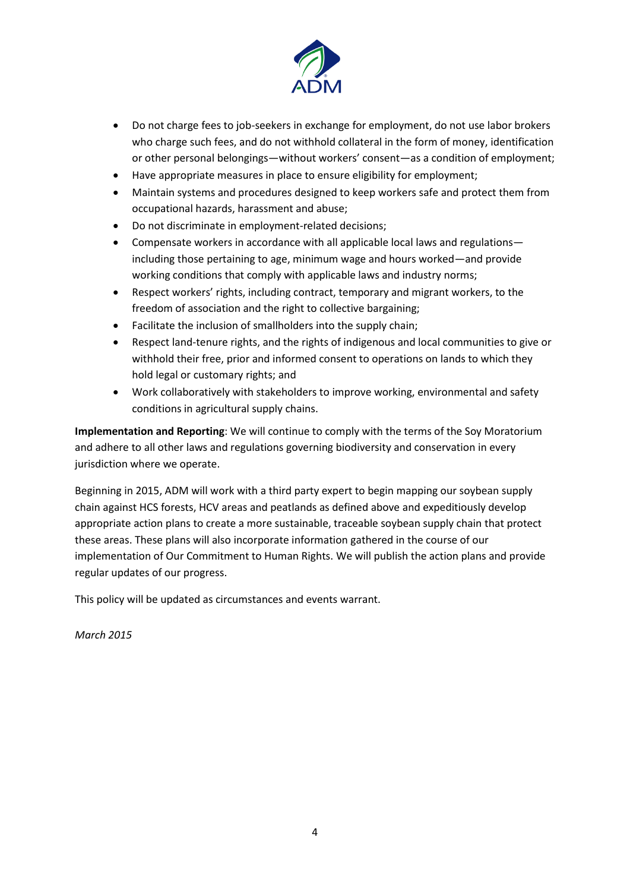- Do not charge fees to job-seekers in exchange for employment, do not use labor brokers who charge such fees, and do not withhold collateral in the form of money, identification or other personal belongings—without workers' consent—as a condition of employment;
- Have appropriate measures in place to ensure eligibility for employment;
- Maintain systems and procedures designed to keep workers safe and protect them from occupational hazards, harassment and abuse;
- Do not discriminate in employment-related decisions;
- Compensate workers in accordance with all applicable local laws and regulations—including those pertaining to age, minimum wage and hours worked—and provide working conditions that comply with applicable laws and industry norms;
- Respect workers' rights, including contract, temporary and migrant workers, to the freedom of association and the right to collective bargaining;
- Facilitate the inclusion of smallholders into the supply chain;
- Respect land-tenure rights, and the rights of indigenous and local communities to give or withhold their free, prior and informed consent to operations on lands to which they hold legal or customary rights; and
- Work collaboratively with stakeholders to improve working, environmental and safety conditions in agricultural supply chains.

**Implementation and Reporting**: We will continue to comply with the terms of the Soy Moratorium and adhere to all other laws and regulations governing biodiversity and conservation in every jurisdiction where we operate.

Beginning in 2015, ADM will work with a third party expert to begin mapping our soybean supply chain against HCS forests, HCV areas and peatlands as defined above and expeditiously develop appropriate action plans to create a more sustainable, traceable soybean supply chain that protect these areas. These plans will also incorporate information gathered in the course of our implementation of Our Commitment to Human Rights. We will publish the action plans and provide regular updates of our progress.

This policy will be updated as circumstances and events warrant.

*March 2015*